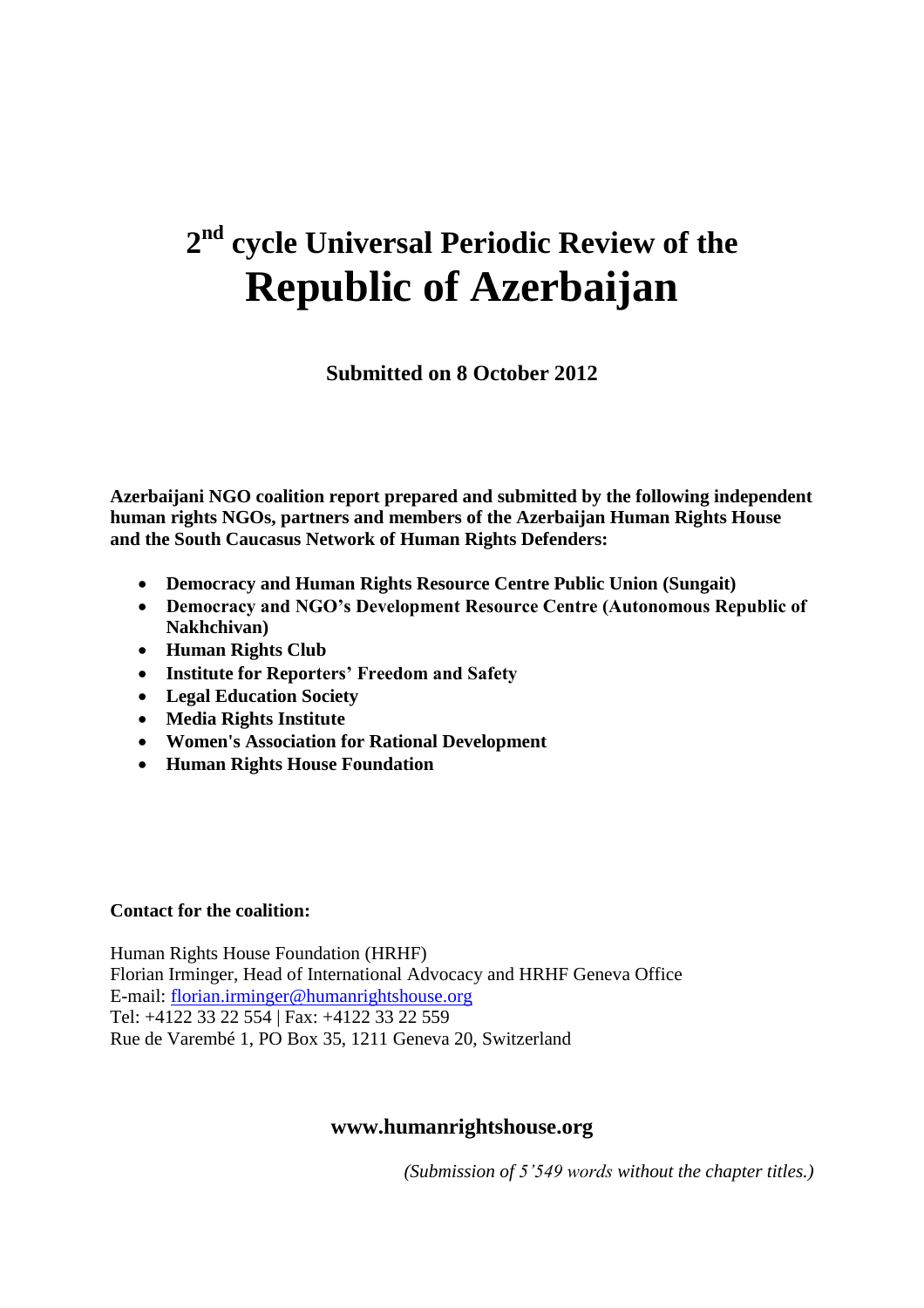# 2nd cycle Universal Periodic Review of the Republic of Azerbaijan

**Submitted on 8 October 2012**

**Azerbaijani NGO coalition report prepared and submitted by the following independent human rights NGOs, partners and members of the Azerbaijan Human Rights House and the South Caucasus Network of Human Rights Defenders:**

- **Democracy and Human Rights Resource Centre Public Union (Sungait)**
- **Democracy and NGO's Development Resource Centre (Autonomous Republic of Nakhchivan)**
- **Human Rights Club**
- **Institute for Reporters' Freedom and Safety**
- **Legal Education Society**
- **Media Rights Institute**
- **Women's Association for Rational Development**
- **Human Rights House Foundation**

**Contact for the coalition:**

Human Rights House Foundation (HRHF)
Florian Irminger, Head of International Advocacy and HRHF Geneva Office
E-mail: florian.irminger@humanrightshouse.org
Tel: +4122 33 22 554 | Fax: +4122 33 22 559
Rue de Varembé 1, PO Box 35, 1211 Geneva 20, Switzerland

**www.humanrightshouse.org**

*(Submission of 5'549 words without the chapter titles.)*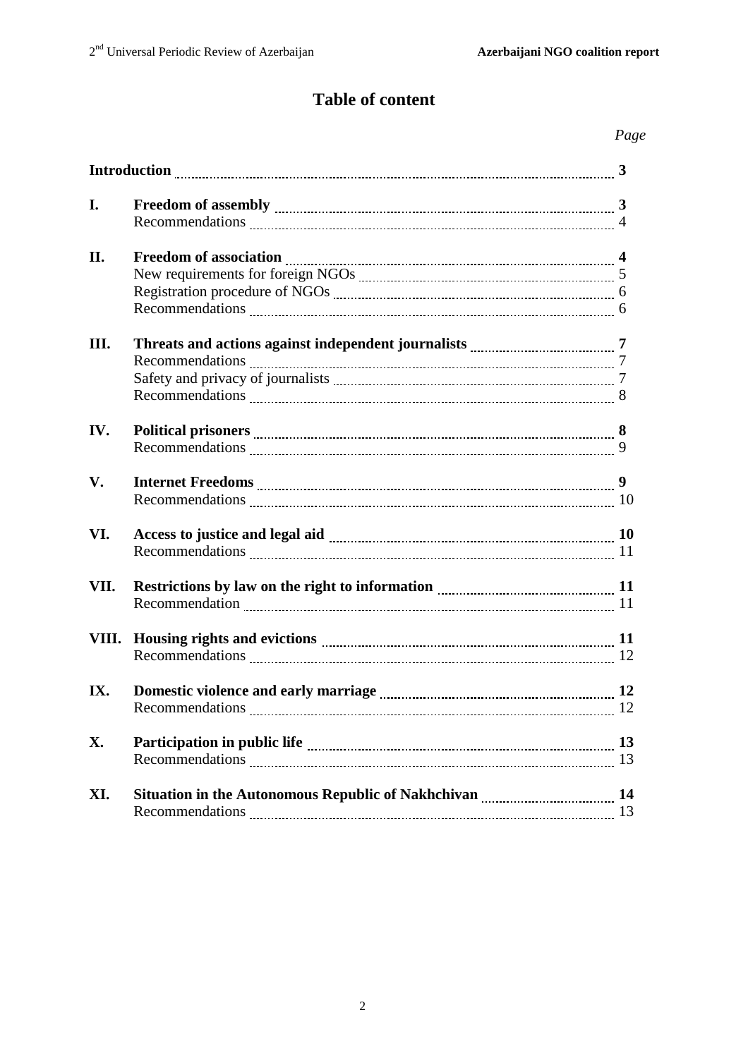# Table of content

| | | *Page* |
|---|---|---|
| **Introduction** | | **3** |
| **I.** | **Freedom of assembly** | **3** |
| | Recommendations | 4 |
| **II.** | **Freedom of association** | **4** |
| | New requirements for foreign NGOs | 5 |
| | Registration procedure of NGOs | 6 |
| | Recommendations | 6 |
| **III.** | **Threats and actions against independent journalists** | **7** |
| | Recommendations | 7 |
| | Safety and privacy of journalists | 7 |
| | Recommendations | 8 |
| **IV.** | **Political prisoners** | **8** |
| | Recommendations | 9 |
| **V.** | **Internet Freedoms** | **9** |
| | Recommendations | 10 |
| **VI.** | **Access to justice and legal aid** | **10** |
| | Recommendations | 11 |
| **VII.** | **Restrictions by law on the right to information** | **11** |
| | Recommendation | 11 |
| **VIII.** | **Housing rights and evictions** | **11** |
| | Recommendations | 12 |
| **IX.** | **Domestic violence and early marriage** | **12** |
| | Recommendations | 12 |
| **X.** | **Participation in public life** | **13** |
| | Recommendations | 13 |
| **XI.** | **Situation in the Autonomous Republic of Nakhchivan** | **14** |
| | Recommendations | 13 |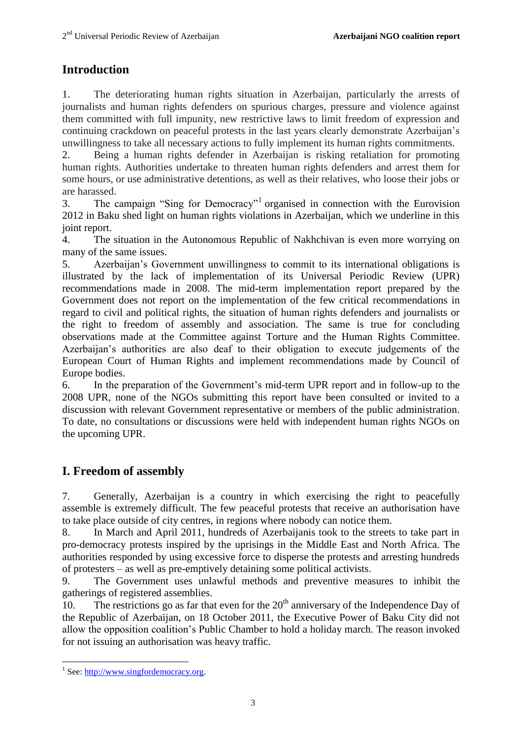## Introduction

1. The deteriorating human rights situation in Azerbaijan, particularly the arrests of journalists and human rights defenders on spurious charges, pressure and violence against them committed with full impunity, new restrictive laws to limit freedom of expression and continuing crackdown on peaceful protests in the last years clearly demonstrate Azerbaijan's unwillingness to take all necessary actions to fully implement its human rights commitments.

2. Being a human rights defender in Azerbaijan is risking retaliation for promoting human rights. Authorities undertake to threaten human rights defenders and arrest them for some hours, or use administrative detentions, as well as their relatives, who loose their jobs or are harassed.

3. The campaign "Sing for Democracy"[1] organised in connection with the Eurovision 2012 in Baku shed light on human rights violations in Azerbaijan, which we underline in this joint report.

4. The situation in the Autonomous Republic of Nakhchivan is even more worrying on many of the same issues.

5. Azerbaijan's Government unwillingness to commit to its international obligations is illustrated by the lack of implementation of its Universal Periodic Review (UPR) recommendations made in 2008. The mid-term implementation report prepared by the Government does not report on the implementation of the few critical recommendations in regard to civil and political rights, the situation of human rights defenders and journalists or the right to freedom of assembly and association. The same is true for concluding observations made at the Committee against Torture and the Human Rights Committee. Azerbaijan's authorities are also deaf to their obligation to execute judgements of the European Court of Human Rights and implement recommendations made by Council of Europe bodies.

6. In the preparation of the Government's mid-term UPR report and in follow-up to the 2008 UPR, none of the NGOs submitting this report have been consulted or invited to a discussion with relevant Government representative or members of the public administration. To date, no consultations or discussions were held with independent human rights NGOs on the upcoming UPR.

## I. Freedom of assembly

7. Generally, Azerbaijan is a country in which exercising the right to peacefully assemble is extremely difficult. The few peaceful protests that receive an authorisation have to take place outside of city centres, in regions where nobody can notice them.

8. In March and April 2011, hundreds of Azerbaijanis took to the streets to take part in pro-democracy protests inspired by the uprisings in the Middle East and North Africa. The authorities responded by using excessive force to disperse the protests and arresting hundreds of protesters – as well as pre-emptively detaining some political activists.

9. The Government uses unlawful methods and preventive measures to inhibit the gatherings of registered assemblies.

10. The restrictions go as far that even for the 20th anniversary of the Independence Day of the Republic of Azerbaijan, on 18 October 2011, the Executive Power of Baku City did not allow the opposition coalition's Public Chamber to hold a holiday march. The reason invoked for not issuing an authorisation was heavy traffic.

---

[1] See: http://www.singfordemocracy.org.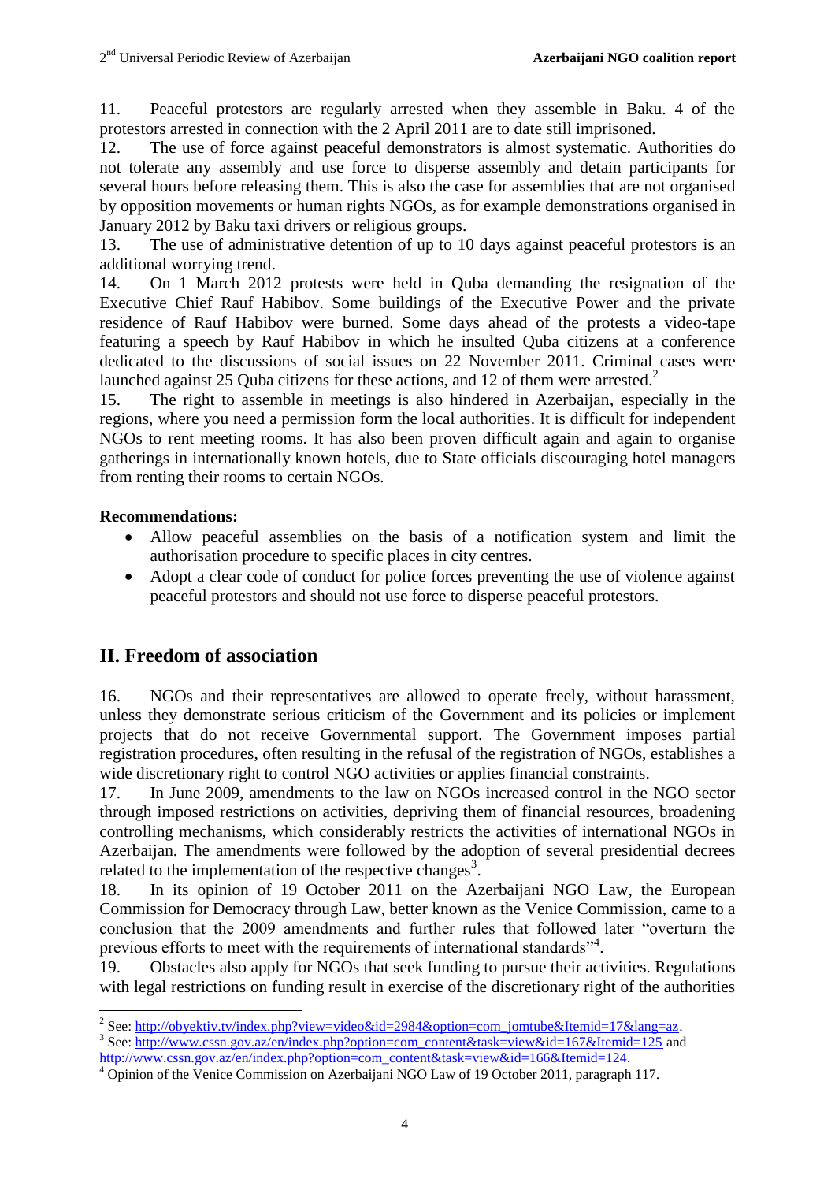11. Peaceful protestors are regularly arrested when they assemble in Baku. 4 of the protestors arrested in connection with the 2 April 2011 are to date still imprisoned.

12. The use of force against peaceful demonstrators is almost systematic. Authorities do not tolerate any assembly and use force to disperse assembly and detain participants for several hours before releasing them. This is also the case for assemblies that are not organised by opposition movements or human rights NGOs, as for example demonstrations organised in January 2012 by Baku taxi drivers or religious groups.

13. The use of administrative detention of up to 10 days against peaceful protestors is an additional worrying trend.

14. On 1 March 2012 protests were held in Quba demanding the resignation of the Executive Chief Rauf Habibov. Some buildings of the Executive Power and the private residence of Rauf Habibov were burned. Some days ahead of the protests a video-tape featuring a speech by Rauf Habibov in which he insulted Quba citizens at a conference dedicated to the discussions of social issues on 22 November 2011. Criminal cases were launched against 25 Quba citizens for these actions, and 12 of them were arrested.[2]

15. The right to assemble in meetings is also hindered in Azerbaijan, especially in the regions, where you need a permission form the local authorities. It is difficult for independent NGOs to rent meeting rooms. It has also been proven difficult again and again to organise gatherings in internationally known hotels, due to State officials discouraging hotel managers from renting their rooms to certain NGOs.

**Recommendations:**

- Allow peaceful assemblies on the basis of a notification system and limit the authorisation procedure to specific places in city centres.
- Adopt a clear code of conduct for police forces preventing the use of violence against peaceful protestors and should not use force to disperse peaceful protestors.

## II. Freedom of association

16. NGOs and their representatives are allowed to operate freely, without harassment, unless they demonstrate serious criticism of the Government and its policies or implement projects that do not receive Governmental support. The Government imposes partial registration procedures, often resulting in the refusal of the registration of NGOs, establishes a wide discretionary right to control NGO activities or applies financial constraints.

17. In June 2009, amendments to the law on NGOs increased control in the NGO sector through imposed restrictions on activities, depriving them of financial resources, broadening controlling mechanisms, which considerably restricts the activities of international NGOs in Azerbaijan. The amendments were followed by the adoption of several presidential decrees related to the implementation of the respective changes[3].

18. In its opinion of 19 October 2011 on the Azerbaijani NGO Law, the European Commission for Democracy through Law, better known as the Venice Commission, came to a conclusion that the 2009 amendments and further rules that followed later "overturn the previous efforts to meet with the requirements of international standards"[4].

19. Obstacles also apply for NGOs that seek funding to pursue their activities. Regulations with legal restrictions on funding result in exercise of the discretionary right of the authorities

---

[2] See: http://obyektiv.tv/index.php?view=video&id=2984&option=com_jomtube&Itemid=17&lang=az.

[3] See: http://www.cssn.gov.az/en/index.php?option=com_content&task=view&id=167&Itemid=125 and http://www.cssn.gov.az/en/index.php?option=com_content&task=view&id=166&Itemid=124.

[4] Opinion of the Venice Commission on Azerbaijani NGO Law of 19 October 2011, paragraph 117.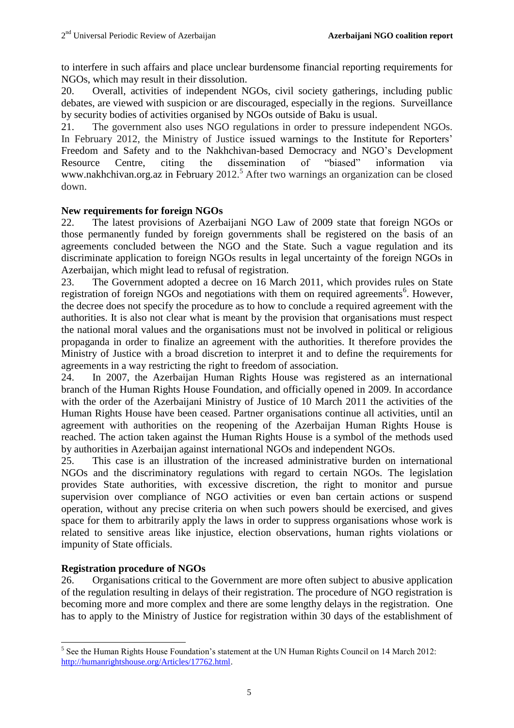to interfere in such affairs and place unclear burdensome financial reporting requirements for NGOs, which may result in their dissolution.

20. Overall, activities of independent NGOs, civil society gatherings, including public debates, are viewed with suspicion or are discouraged, especially in the regions. Surveillance by security bodies of activities organised by NGOs outside of Baku is usual.

21. The government also uses NGO regulations in order to pressure independent NGOs. In February 2012, the Ministry of Justice issued warnings to the Institute for Reporters' Freedom and Safety and to the Nakhchivan-based Democracy and NGO's Development Resource Centre, citing the dissemination of "biased" information via www.nakhchivan.org.az in February 2012.[5] After two warnings an organization can be closed down.

## New requirements for foreign NGOs

22. The latest provisions of Azerbaijani NGO Law of 2009 state that foreign NGOs or those permanently funded by foreign governments shall be registered on the basis of an agreements concluded between the NGO and the State. Such a vague regulation and its discriminate application to foreign NGOs results in legal uncertainty of the foreign NGOs in Azerbaijan, which might lead to refusal of registration.

23. The Government adopted a decree on 16 March 2011, which provides rules on State registration of foreign NGOs and negotiations with them on required agreements[6]. However, the decree does not specify the procedure as to how to conclude a required agreement with the authorities. It is also not clear what is meant by the provision that organisations must respect the national moral values and the organisations must not be involved in political or religious propaganda in order to finalize an agreement with the authorities. It therefore provides the Ministry of Justice with a broad discretion to interpret it and to define the requirements for agreements in a way restricting the right to freedom of association.

24. In 2007, the Azerbaijan Human Rights House was registered as an international branch of the Human Rights House Foundation, and officially opened in 2009. In accordance with the order of the Azerbaijani Ministry of Justice of 10 March 2011 the activities of the Human Rights House have been ceased. Partner organisations continue all activities, until an agreement with authorities on the reopening of the Azerbaijan Human Rights House is reached. The action taken against the Human Rights House is a symbol of the methods used by authorities in Azerbaijan against international NGOs and independent NGOs.

25. This case is an illustration of the increased administrative burden on international NGOs and the discriminatory regulations with regard to certain NGOs. The legislation provides State authorities, with excessive discretion, the right to monitor and pursue supervision over compliance of NGO activities or even ban certain actions or suspend operation, without any precise criteria on when such powers should be exercised, and gives space for them to arbitrarily apply the laws in order to suppress organisations whose work is related to sensitive areas like injustice, election observations, human rights violations or impunity of State officials.

## Registration procedure of NGOs

26. Organisations critical to the Government are more often subject to abusive application of the regulation resulting in delays of their registration. The procedure of NGO registration is becoming more and more complex and there are some lengthy delays in the registration. One has to apply to the Ministry of Justice for registration within 30 days of the establishment of

---

[5] See the Human Rights House Foundation's statement at the UN Human Rights Council on 14 March 2012: http://humanrightshouse.org/Articles/17762.html.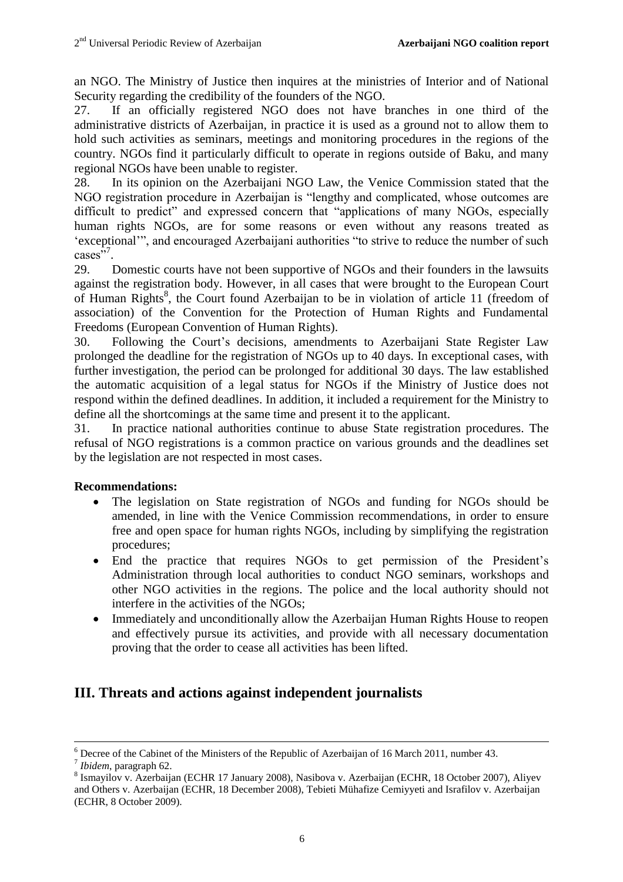an NGO. The Ministry of Justice then inquires at the ministries of Interior and of National Security regarding the credibility of the founders of the NGO.

27. If an officially registered NGO does not have branches in one third of the administrative districts of Azerbaijan, in practice it is used as a ground not to allow them to hold such activities as seminars, meetings and monitoring procedures in the regions of the country. NGOs find it particularly difficult to operate in regions outside of Baku, and many regional NGOs have been unable to register.

28. In its opinion on the Azerbaijani NGO Law, the Venice Commission stated that the NGO registration procedure in Azerbaijan is "lengthy and complicated, whose outcomes are difficult to predict" and expressed concern that "applications of many NGOs, especially human rights NGOs, are for some reasons or even without any reasons treated as 'exceptional'", and encouraged Azerbaijani authorities "to strive to reduce the number of such cases"[7].

29. Domestic courts have not been supportive of NGOs and their founders in the lawsuits against the registration body. However, in all cases that were brought to the European Court of Human Rights[8], the Court found Azerbaijan to be in violation of article 11 (freedom of association) of the Convention for the Protection of Human Rights and Fundamental Freedoms (European Convention of Human Rights).

30. Following the Court's decisions, amendments to Azerbaijani State Register Law prolonged the deadline for the registration of NGOs up to 40 days. In exceptional cases, with further investigation, the period can be prolonged for additional 30 days. The law established the automatic acquisition of a legal status for NGOs if the Ministry of Justice does not respond within the defined deadlines. In addition, it included a requirement for the Ministry to define all the shortcomings at the same time and present it to the applicant.

31. In practice national authorities continue to abuse State registration procedures. The refusal of NGO registrations is a common practice on various grounds and the deadlines set by the legislation are not respected in most cases.

**Recommendations:**

- The legislation on State registration of NGOs and funding for NGOs should be amended, in line with the Venice Commission recommendations, in order to ensure free and open space for human rights NGOs, including by simplifying the registration procedures;
- End the practice that requires NGOs to get permission of the President's Administration through local authorities to conduct NGO seminars, workshops and other NGO activities in the regions. The police and the local authority should not interfere in the activities of the NGOs;
- Immediately and unconditionally allow the Azerbaijan Human Rights House to reopen and effectively pursue its activities, and provide with all necessary documentation proving that the order to cease all activities has been lifted.

## III. Threats and actions against independent journalists

---

[6] Decree of the Cabinet of the Ministers of the Republic of Azerbaijan of 16 March 2011, number 43.

[7] *Ibidem*, paragraph 62.

[8] Ismayilov v. Azerbaijan (ECHR 17 January 2008), Nasibova v. Azerbaijan (ECHR, 18 October 2007), Aliyev and Others v. Azerbaijan (ECHR, 18 December 2008), Tebieti Mühafize Cemiyyeti and Israfilov v. Azerbaijan (ECHR, 8 October 2009).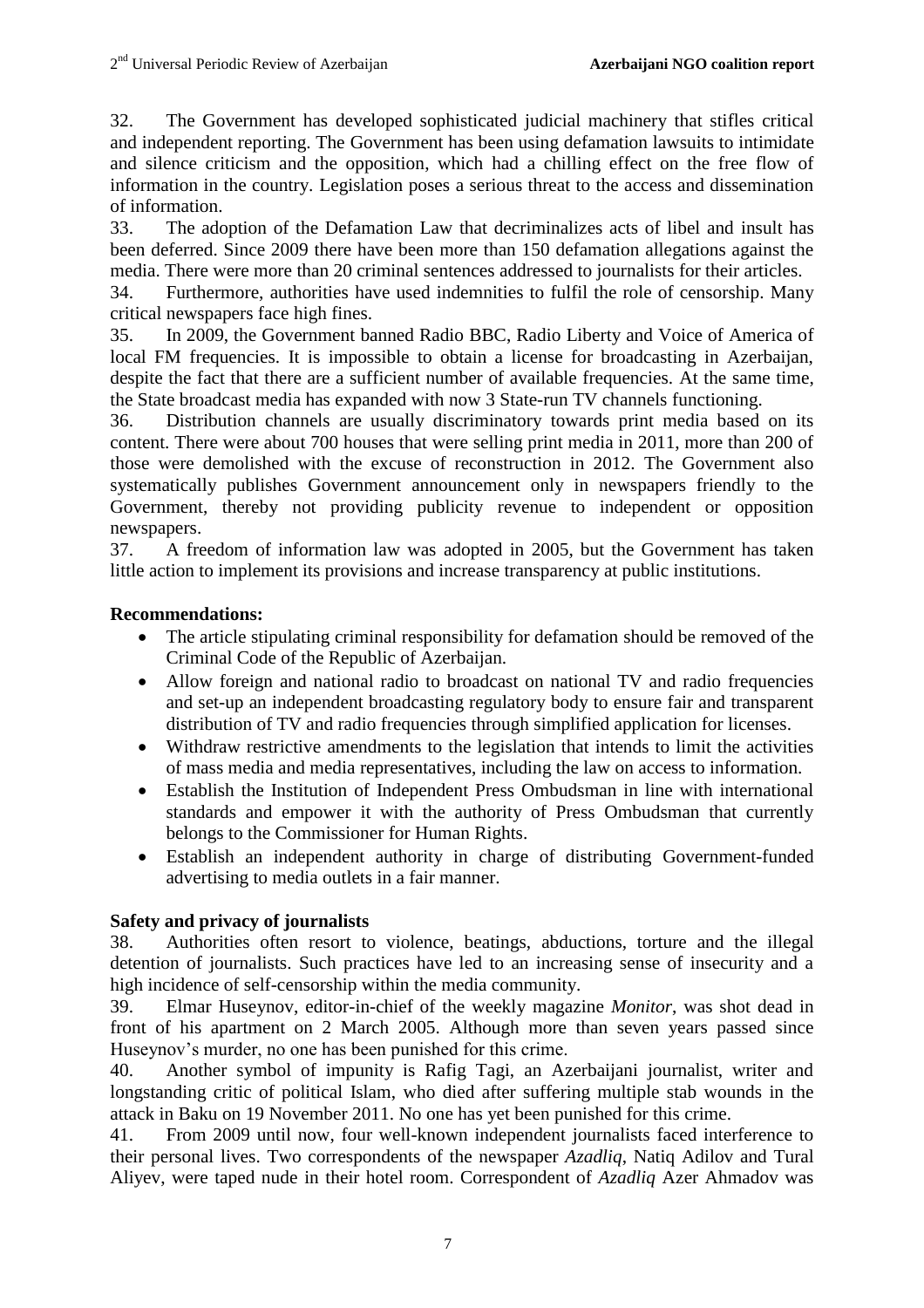32. The Government has developed sophisticated judicial machinery that stifles critical and independent reporting. The Government has been using defamation lawsuits to intimidate and silence criticism and the opposition, which had a chilling effect on the free flow of information in the country. Legislation poses a serious threat to the access and dissemination of information.

33. The adoption of the Defamation Law that decriminalizes acts of libel and insult has been deferred. Since 2009 there have been more than 150 defamation allegations against the media. There were more than 20 criminal sentences addressed to journalists for their articles.

34. Furthermore, authorities have used indemnities to fulfil the role of censorship. Many critical newspapers face high fines.

35. In 2009, the Government banned Radio BBC, Radio Liberty and Voice of America of local FM frequencies. It is impossible to obtain a license for broadcasting in Azerbaijan, despite the fact that there are a sufficient number of available frequencies. At the same time, the State broadcast media has expanded with now 3 State-run TV channels functioning.

36. Distribution channels are usually discriminatory towards print media based on its content. There were about 700 houses that were selling print media in 2011, more than 200 of those were demolished with the excuse of reconstruction in 2012. The Government also systematically publishes Government announcement only in newspapers friendly to the Government, thereby not providing publicity revenue to independent or opposition newspapers.

37. A freedom of information law was adopted in 2005, but the Government has taken little action to implement its provisions and increase transparency at public institutions.

**Recommendations:**

- The article stipulating criminal responsibility for defamation should be removed of the Criminal Code of the Republic of Azerbaijan.
- Allow foreign and national radio to broadcast on national TV and radio frequencies and set-up an independent broadcasting regulatory body to ensure fair and transparent distribution of TV and radio frequencies through simplified application for licenses.
- Withdraw restrictive amendments to the legislation that intends to limit the activities of mass media and media representatives, including the law on access to information.
- Establish the Institution of Independent Press Ombudsman in line with international standards and empower it with the authority of Press Ombudsman that currently belongs to the Commissioner for Human Rights.
- Establish an independent authority in charge of distributing Government-funded advertising to media outlets in a fair manner.

**Safety and privacy of journalists**

38. Authorities often resort to violence, beatings, abductions, torture and the illegal detention of journalists. Such practices have led to an increasing sense of insecurity and a high incidence of self-censorship within the media community.

39. Elmar Huseynov, editor-in-chief of the weekly magazine *Monitor*, was shot dead in front of his apartment on 2 March 2005. Although more than seven years passed since Huseynov's murder, no one has been punished for this crime.

40. Another symbol of impunity is Rafig Tagi, an Azerbaijani journalist, writer and longstanding critic of political Islam, who died after suffering multiple stab wounds in the attack in Baku on 19 November 2011. No one has yet been punished for this crime.

41. From 2009 until now, four well-known independent journalists faced interference to their personal lives. Two correspondents of the newspaper *Azadliq*, Natiq Adilov and Tural Aliyev, were taped nude in their hotel room. Correspondent of *Azadliq* Azer Ahmadov was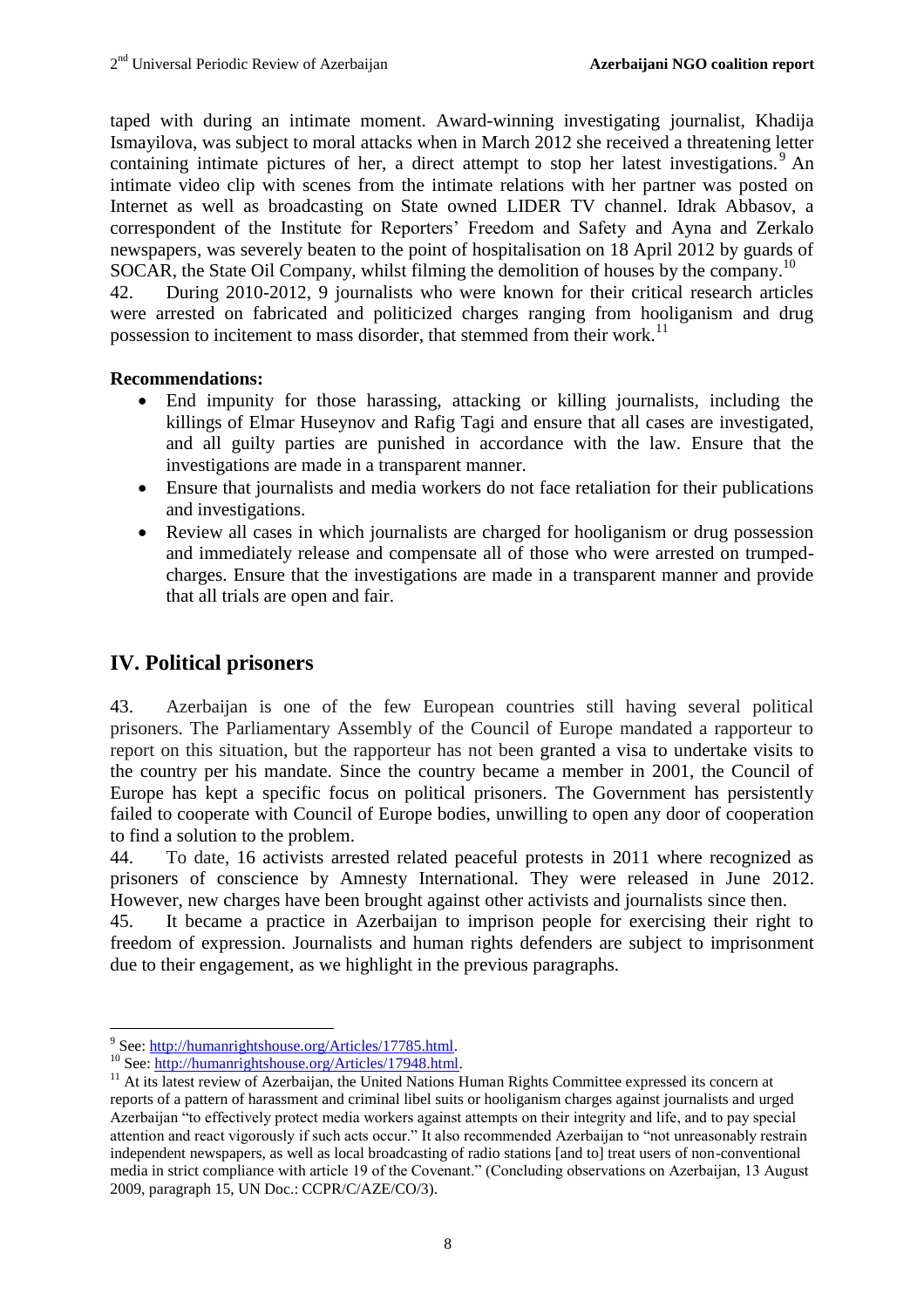taped with during an intimate moment. Award-winning investigating journalist, Khadija Ismayilova, was subject to moral attacks when in March 2012 she received a threatening letter containing intimate pictures of her, a direct attempt to stop her latest investigations.[9] An intimate video clip with scenes from the intimate relations with her partner was posted on Internet as well as broadcasting on State owned LIDER TV channel. Idrak Abbasov, a correspondent of the Institute for Reporters' Freedom and Safety and Ayna and Zerkalo newspapers, was severely beaten to the point of hospitalisation on 18 April 2012 by guards of SOCAR, the State Oil Company, whilst filming the demolition of houses by the company.[10]

42. During 2010-2012, 9 journalists who were known for their critical research articles were arrested on fabricated and politicized charges ranging from hooliganism and drug possession to incitement to mass disorder, that stemmed from their work.[11]

**Recommendations:**

- End impunity for those harassing, attacking or killing journalists, including the killings of Elmar Huseynov and Rafig Tagi and ensure that all cases are investigated, and all guilty parties are punished in accordance with the law. Ensure that the investigations are made in a transparent manner.
- Ensure that journalists and media workers do not face retaliation for their publications and investigations.
- Review all cases in which journalists are charged for hooliganism or drug possession and immediately release and compensate all of those who were arrested on trumped-charges. Ensure that the investigations are made in a transparent manner and provide that all trials are open and fair.

## IV. Political prisoners

43. Azerbaijan is one of the few European countries still having several political prisoners. The Parliamentary Assembly of the Council of Europe mandated a rapporteur to report on this situation, but the rapporteur has not been granted a visa to undertake visits to the country per his mandate. Since the country became a member in 2001, the Council of Europe has kept a specific focus on political prisoners. The Government has persistently failed to cooperate with Council of Europe bodies, unwilling to open any door of cooperation to find a solution to the problem.

44. To date, 16 activists arrested related peaceful protests in 2011 where recognized as prisoners of conscience by Amnesty International. They were released in June 2012. However, new charges have been brought against other activists and journalists since then.

45. It became a practice in Azerbaijan to imprison people for exercising their right to freedom of expression. Journalists and human rights defenders are subject to imprisonment due to their engagement, as we highlight in the previous paragraphs.

---

[9] See: http://humanrightshouse.org/Articles/17785.html.

[10] See: http://humanrightshouse.org/Articles/17948.html.

[11] At its latest review of Azerbaijan, the United Nations Human Rights Committee expressed its concern at reports of a pattern of harassment and criminal libel suits or hooliganism charges against journalists and urged Azerbaijan "to effectively protect media workers against attempts on their integrity and life, and to pay special attention and react vigorously if such acts occur." It also recommended Azerbaijan to "not unreasonably restrain independent newspapers, as well as local broadcasting of radio stations [and to] treat users of non-conventional media in strict compliance with article 19 of the Covenant." (Concluding observations on Azerbaijan, 13 August 2009, paragraph 15, UN Doc.: CCPR/C/AZE/CO/3).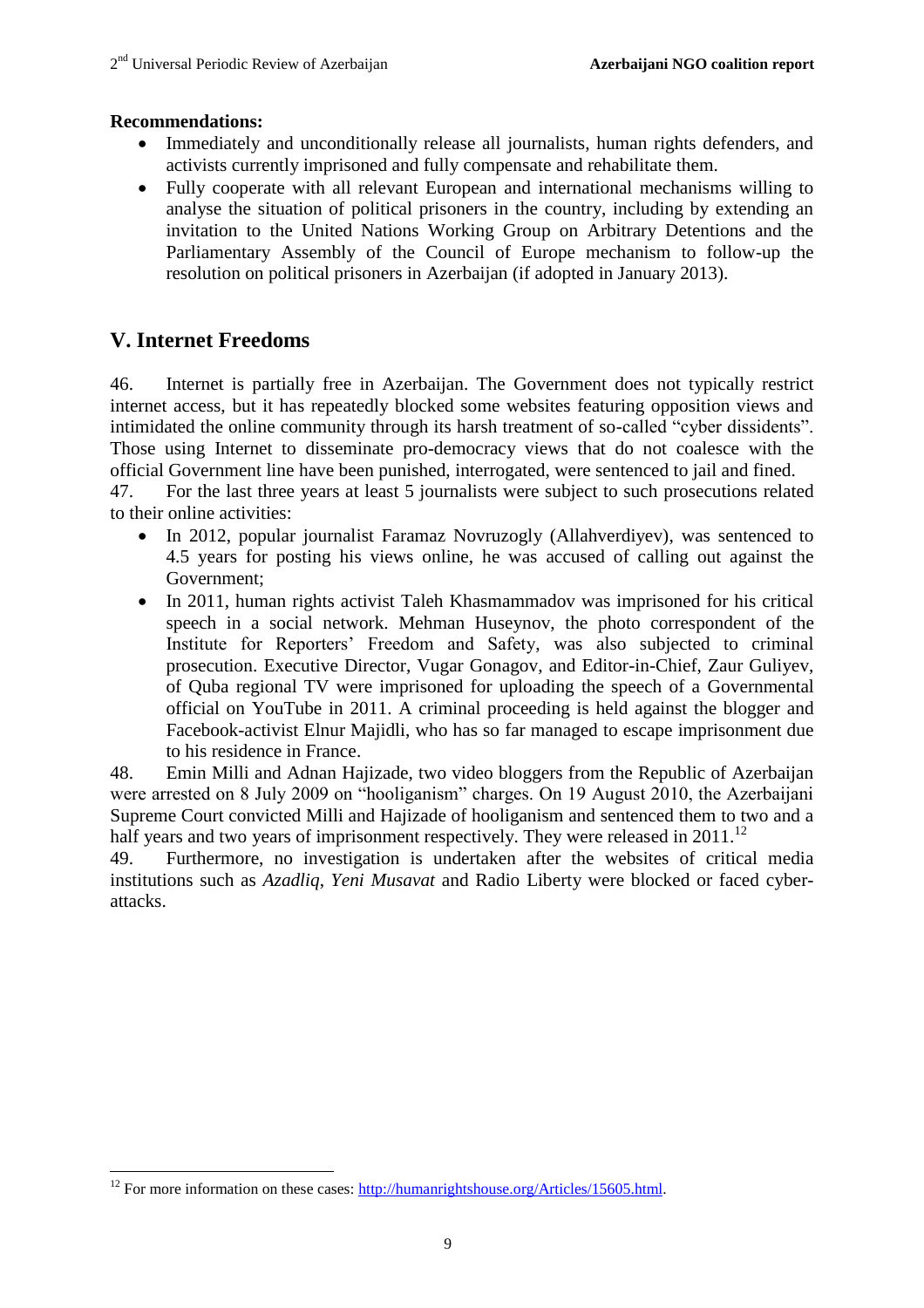**Recommendations:**

- Immediately and unconditionally release all journalists, human rights defenders, and activists currently imprisoned and fully compensate and rehabilitate them.
- Fully cooperate with all relevant European and international mechanisms willing to analyse the situation of political prisoners in the country, including by extending an invitation to the United Nations Working Group on Arbitrary Detentions and the Parliamentary Assembly of the Council of Europe mechanism to follow-up the resolution on political prisoners in Azerbaijan (if adopted in January 2013).

## V. Internet Freedoms

46. Internet is partially free in Azerbaijan. The Government does not typically restrict internet access, but it has repeatedly blocked some websites featuring opposition views and intimidated the online community through its harsh treatment of so-called "cyber dissidents". Those using Internet to disseminate pro-democracy views that do not coalesce with the official Government line have been punished, interrogated, were sentenced to jail and fined.

47. For the last three years at least 5 journalists were subject to such prosecutions related to their online activities:

- In 2012, popular journalist Faramaz Novruzogly (Allahverdiyev), was sentenced to 4.5 years for posting his views online, he was accused of calling out against the Government;
- In 2011, human rights activist Taleh Khasmammadov was imprisoned for his critical speech in a social network. Mehman Huseynov, the photo correspondent of the Institute for Reporters' Freedom and Safety, was also subjected to criminal prosecution. Executive Director, Vugar Gonagov, and Editor-in-Chief, Zaur Guliyev, of Quba regional TV were imprisoned for uploading the speech of a Governmental official on YouTube in 2011. A criminal proceeding is held against the blogger and Facebook-activist Elnur Majidli, who has so far managed to escape imprisonment due to his residence in France.

48. Emin Milli and Adnan Hajizade, two video bloggers from the Republic of Azerbaijan were arrested on 8 July 2009 on "hooliganism" charges. On 19 August 2010, the Azerbaijani Supreme Court convicted Milli and Hajizade of hooliganism and sentenced them to two and a half years and two years of imprisonment respectively. They were released in 2011.[12]

49. Furthermore, no investigation is undertaken after the websites of critical media institutions such as *Azadliq*, *Yeni Musavat* and Radio Liberty were blocked or faced cyber-attacks.

---

[12] For more information on these cases: http://humanrightshouse.org/Articles/15605.html.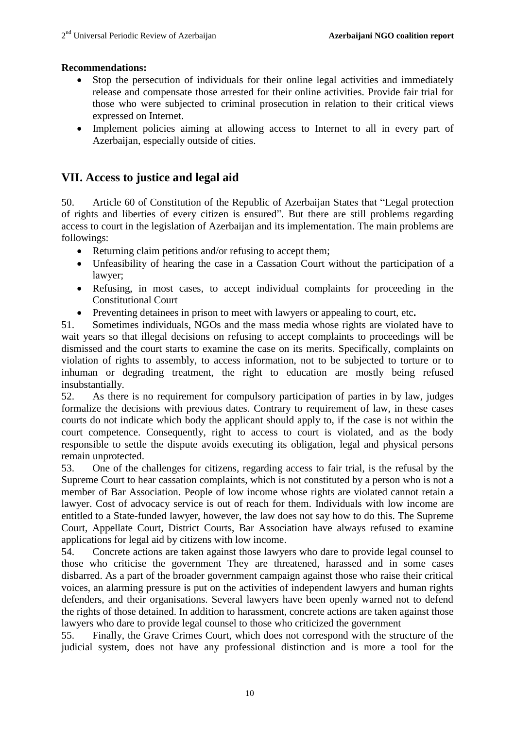**Recommendations:**

- Stop the persecution of individuals for their online legal activities and immediately release and compensate those arrested for their online activities. Provide fair trial for those who were subjected to criminal prosecution in relation to their critical views expressed on Internet.
- Implement policies aiming at allowing access to Internet to all in every part of Azerbaijan, especially outside of cities.

## VII. Access to justice and legal aid

50. Article 60 of Constitution of the Republic of Azerbaijan States that “Legal protection of rights and liberties of every citizen is ensured”. But there are still problems regarding access to court in the legislation of Azerbaijan and its implementation. The main problems are followings:

- Returning claim petitions and/or refusing to accept them;
- Unfeasibility of hearing the case in a Cassation Court without the participation of a lawyer;
- Refusing, in most cases, to accept individual complaints for proceeding in the Constitutional Court
- Preventing detainees in prison to meet with lawyers or appealing to court, etc**.**

51. Sometimes individuals, NGOs and the mass media whose rights are violated have to wait years so that illegal decisions on refusing to accept complaints to proceedings will be dismissed and the court starts to examine the case on its merits. Specifically, complaints on violation of rights to assembly, to access information, not to be subjected to torture or to inhuman or degrading treatment, the right to education are mostly being refused insubstantially.

52. As there is no requirement for compulsory participation of parties in by law, judges formalize the decisions with previous dates. Contrary to requirement of law, in these cases courts do not indicate which body the applicant should apply to, if the case is not within the court competence. Consequently, right to access to court is violated, and as the body responsible to settle the dispute avoids executing its obligation, legal and physical persons remain unprotected.

53. One of the challenges for citizens, regarding access to fair trial, is the refusal by the Supreme Court to hear cassation complaints, which is not constituted by a person who is not a member of Bar Association. People of low income whose rights are violated cannot retain a lawyer. Cost of advocacy service is out of reach for them. Individuals with low income are entitled to a State-funded lawyer, however, the law does not say how to do this. The Supreme Court, Appellate Court, District Courts, Bar Association have always refused to examine applications for legal aid by citizens with low income.

54. Concrete actions are taken against those lawyers who dare to provide legal counsel to those who criticise the government They are threatened, harassed and in some cases disbarred. As a part of the broader government campaign against those who raise their critical voices, an alarming pressure is put on the activities of independent lawyers and human rights defenders, and their organisations. Several lawyers have been openly warned not to defend the rights of those detained. In addition to harassment, concrete actions are taken against those lawyers who dare to provide legal counsel to those who criticized the government

55. Finally, the Grave Crimes Court, which does not correspond with the structure of the judicial system, does not have any professional distinction and is more a tool for the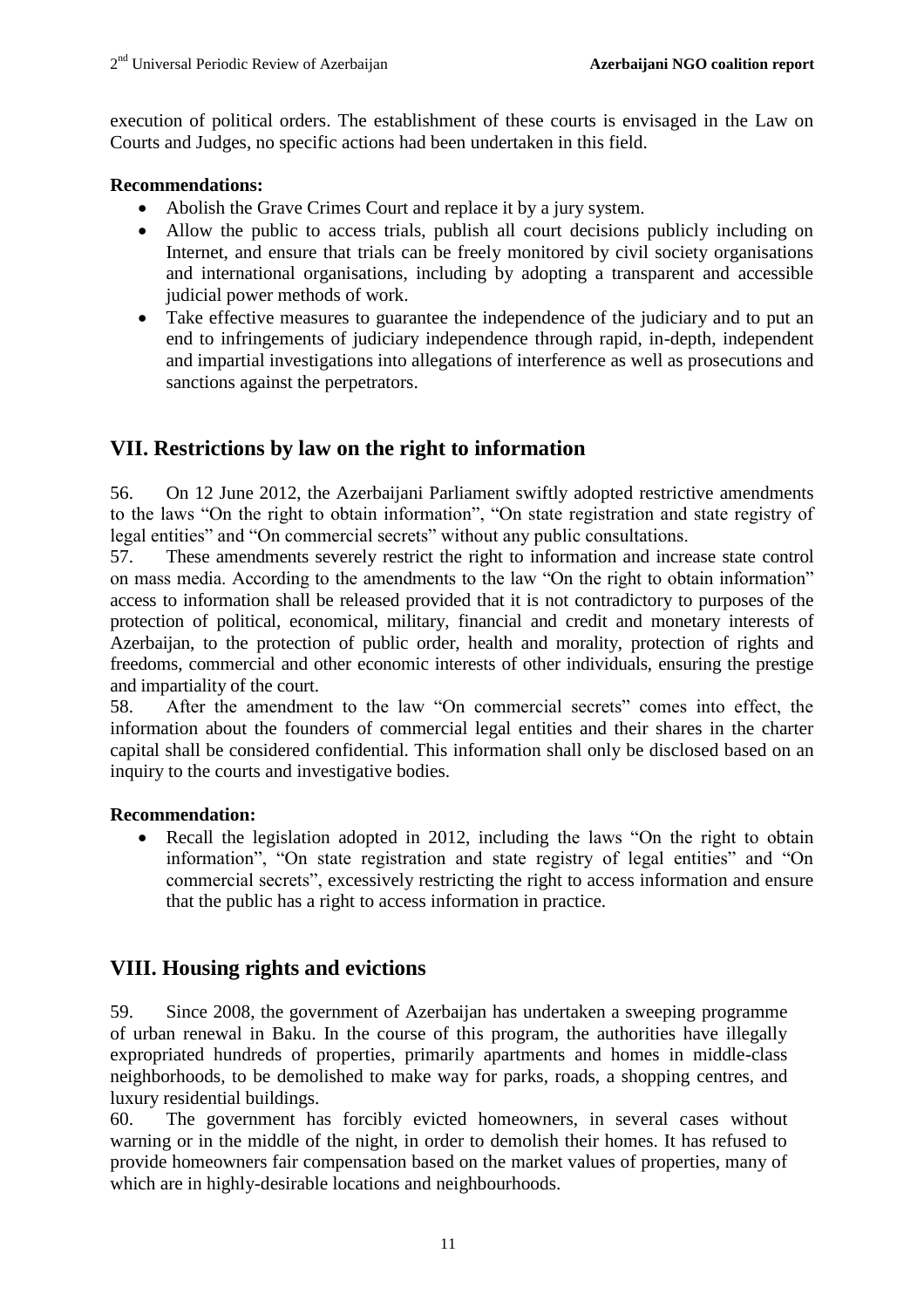execution of political orders. The establishment of these courts is envisaged in the Law on Courts and Judges, no specific actions had been undertaken in this field.

**Recommendations:**

- Abolish the Grave Crimes Court and replace it by a jury system.
- Allow the public to access trials, publish all court decisions publicly including on Internet, and ensure that trials can be freely monitored by civil society organisations and international organisations, including by adopting a transparent and accessible judicial power methods of work.
- Take effective measures to guarantee the independence of the judiciary and to put an end to infringements of judiciary independence through rapid, in-depth, independent and impartial investigations into allegations of interference as well as prosecutions and sanctions against the perpetrators.

## VII. Restrictions by law on the right to information

56. On 12 June 2012, the Azerbaijani Parliament swiftly adopted restrictive amendments to the laws "On the right to obtain information", "On state registration and state registry of legal entities" and "On commercial secrets" without any public consultations.

57. These amendments severely restrict the right to information and increase state control on mass media. According to the amendments to the law "On the right to obtain information" access to information shall be released provided that it is not contradictory to purposes of the protection of political, economical, military, financial and credit and monetary interests of Azerbaijan, to the protection of public order, health and morality, protection of rights and freedoms, commercial and other economic interests of other individuals, ensuring the prestige and impartiality of the court.

58. After the amendment to the law "On commercial secrets" comes into effect, the information about the founders of commercial legal entities and their shares in the charter capital shall be considered confidential. This information shall only be disclosed based on an inquiry to the courts and investigative bodies.

**Recommendation:**

- Recall the legislation adopted in 2012, including the laws "On the right to obtain information", "On state registration and state registry of legal entities" and "On commercial secrets", excessively restricting the right to access information and ensure that the public has a right to access information in practice.

## VIII. Housing rights and evictions

59. Since 2008, the government of Azerbaijan has undertaken a sweeping programme of urban renewal in Baku. In the course of this program, the authorities have illegally expropriated hundreds of properties, primarily apartments and homes in middle-class neighborhoods, to be demolished to make way for parks, roads, a shopping centres, and luxury residential buildings.

60. The government has forcibly evicted homeowners, in several cases without warning or in the middle of the night, in order to demolish their homes. It has refused to provide homeowners fair compensation based on the market values of properties, many of which are in highly-desirable locations and neighbourhoods.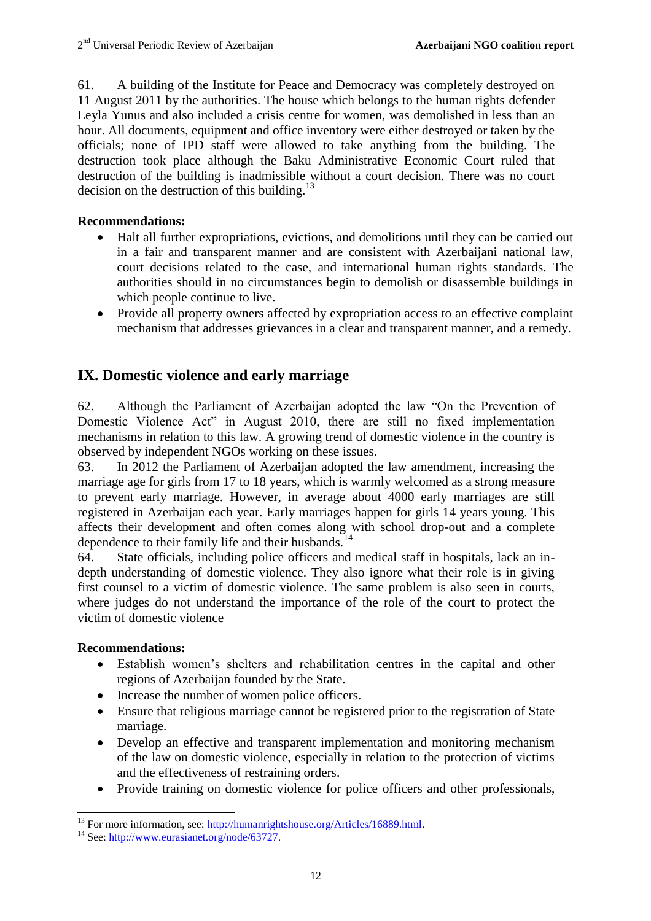61. A building of the Institute for Peace and Democracy was completely destroyed on 11 August 2011 by the authorities. The house which belongs to the human rights defender Leyla Yunus and also included a crisis centre for women, was demolished in less than an hour. All documents, equipment and office inventory were either destroyed or taken by the officials; none of IPD staff were allowed to take anything from the building. The destruction took place although the Baku Administrative Economic Court ruled that destruction of the building is inadmissible without a court decision. There was no court decision on the destruction of this building.[13]

**Recommendations:**

- Halt all further expropriations, evictions, and demolitions until they can be carried out in a fair and transparent manner and are consistent with Azerbaijani national law, court decisions related to the case, and international human rights standards. The authorities should in no circumstances begin to demolish or disassemble buildings in which people continue to live.
- Provide all property owners affected by expropriation access to an effective complaint mechanism that addresses grievances in a clear and transparent manner, and a remedy.

## IX. Domestic violence and early marriage

62. Although the Parliament of Azerbaijan adopted the law "On the Prevention of Domestic Violence Act" in August 2010, there are still no fixed implementation mechanisms in relation to this law. A growing trend of domestic violence in the country is observed by independent NGOs working on these issues.

63. In 2012 the Parliament of Azerbaijan adopted the law amendment, increasing the marriage age for girls from 17 to 18 years, which is warmly welcomed as a strong measure to prevent early marriage. However, in average about 4000 early marriages are still registered in Azerbaijan each year. Early marriages happen for girls 14 years young. This affects their development and often comes along with school drop-out and a complete dependence to their family life and their husbands.[14]

64. State officials, including police officers and medical staff in hospitals, lack an in-depth understanding of domestic violence. They also ignore what their role is in giving first counsel to a victim of domestic violence. The same problem is also seen in courts, where judges do not understand the importance of the role of the court to protect the victim of domestic violence

**Recommendations:**

- Establish women's shelters and rehabilitation centres in the capital and other regions of Azerbaijan founded by the State.
- Increase the number of women police officers.
- Ensure that religious marriage cannot be registered prior to the registration of State marriage.
- Develop an effective and transparent implementation and monitoring mechanism of the law on domestic violence, especially in relation to the protection of victims and the effectiveness of restraining orders.
- Provide training on domestic violence for police officers and other professionals,

---

[13] For more information, see: http://humanrightshouse.org/Articles/16889.html.

[14] See: http://www.eurasianet.org/node/63727.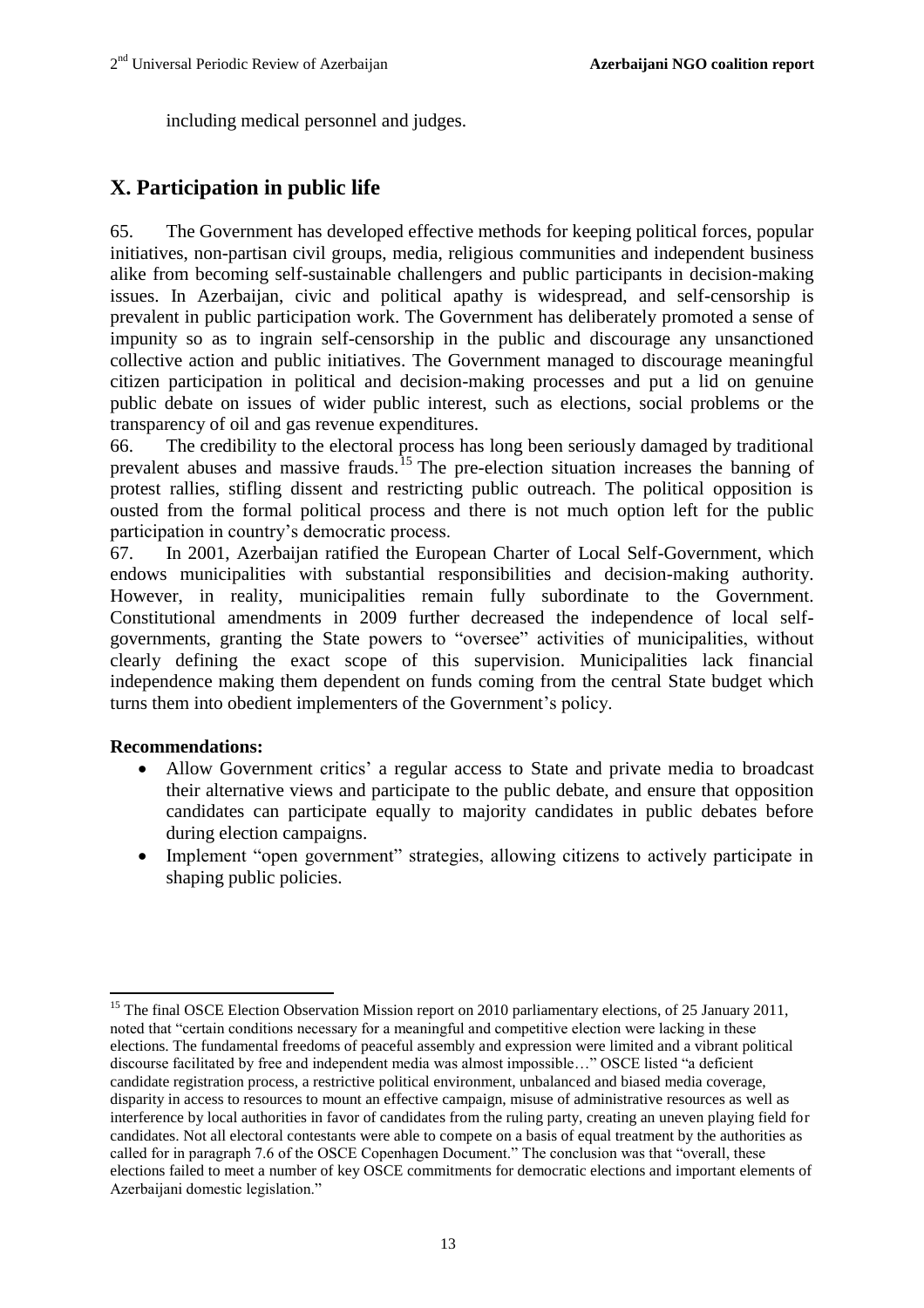including medical personnel and judges.

## X. Participation in public life

65. The Government has developed effective methods for keeping political forces, popular initiatives, non-partisan civil groups, media, religious communities and independent business alike from becoming self-sustainable challengers and public participants in decision-making issues. In Azerbaijan, civic and political apathy is widespread, and self-censorship is prevalent in public participation work. The Government has deliberately promoted a sense of impunity so as to ingrain self-censorship in the public and discourage any unsanctioned collective action and public initiatives. The Government managed to discourage meaningful citizen participation in political and decision-making processes and put a lid on genuine public debate on issues of wider public interest, such as elections, social problems or the transparency of oil and gas revenue expenditures.

66. The credibility to the electoral process has long been seriously damaged by traditional prevalent abuses and massive frauds.[15] The pre-election situation increases the banning of protest rallies, stifling dissent and restricting public outreach. The political opposition is ousted from the formal political process and there is not much option left for the public participation in country's democratic process.

67. In 2001, Azerbaijan ratified the European Charter of Local Self-Government, which endows municipalities with substantial responsibilities and decision-making authority. However, in reality, municipalities remain fully subordinate to the Government. Constitutional amendments in 2009 further decreased the independence of local self-governments, granting the State powers to "oversee" activities of municipalities, without clearly defining the exact scope of this supervision. Municipalities lack financial independence making them dependent on funds coming from the central State budget which turns them into obedient implementers of the Government's policy.

**Recommendations:**

- Allow Government critics' a regular access to State and private media to broadcast their alternative views and participate to the public debate, and ensure that opposition candidates can participate equally to majority candidates in public debates before during election campaigns.
- Implement "open government" strategies, allowing citizens to actively participate in shaping public policies.

[15] The final OSCE Election Observation Mission report on 2010 parliamentary elections, of 25 January 2011, noted that "certain conditions necessary for a meaningful and competitive election were lacking in these elections. The fundamental freedoms of peaceful assembly and expression were limited and a vibrant political discourse facilitated by free and independent media was almost impossible…" OSCE listed "a deficient candidate registration process, a restrictive political environment, unbalanced and biased media coverage, disparity in access to resources to mount an effective campaign, misuse of administrative resources as well as interference by local authorities in favor of candidates from the ruling party, creating an uneven playing field for candidates. Not all electoral contestants were able to compete on a basis of equal treatment by the authorities as called for in paragraph 7.6 of the OSCE Copenhagen Document." The conclusion was that "overall, these elections failed to meet a number of key OSCE commitments for democratic elections and important elements of Azerbaijani domestic legislation."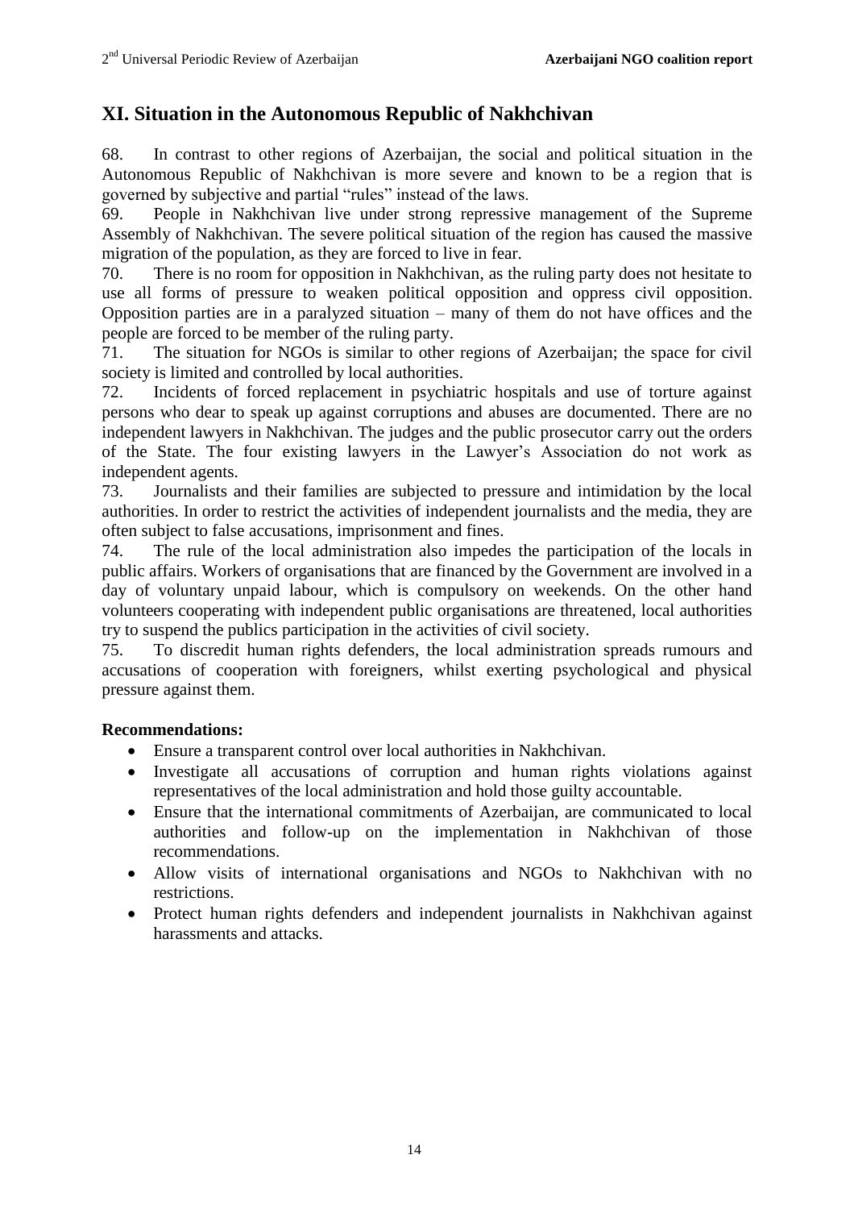## XI. Situation in the Autonomous Republic of Nakhchivan

68. In contrast to other regions of Azerbaijan, the social and political situation in the Autonomous Republic of Nakhchivan is more severe and known to be a region that is governed by subjective and partial "rules" instead of the laws.

69. People in Nakhchivan live under strong repressive management of the Supreme Assembly of Nakhchivan. The severe political situation of the region has caused the massive migration of the population, as they are forced to live in fear.

70. There is no room for opposition in Nakhchivan, as the ruling party does not hesitate to use all forms of pressure to weaken political opposition and oppress civil opposition. Opposition parties are in a paralyzed situation – many of them do not have offices and the people are forced to be member of the ruling party.

71. The situation for NGOs is similar to other regions of Azerbaijan; the space for civil society is limited and controlled by local authorities.

72. Incidents of forced replacement in psychiatric hospitals and use of torture against persons who dear to speak up against corruptions and abuses are documented. There are no independent lawyers in Nakhchivan. The judges and the public prosecutor carry out the orders of the State. The four existing lawyers in the Lawyer's Association do not work as independent agents.

73. Journalists and their families are subjected to pressure and intimidation by the local authorities. In order to restrict the activities of independent journalists and the media, they are often subject to false accusations, imprisonment and fines.

74. The rule of the local administration also impedes the participation of the locals in public affairs. Workers of organisations that are financed by the Government are involved in a day of voluntary unpaid labour, which is compulsory on weekends. On the other hand volunteers cooperating with independent public organisations are threatened, local authorities try to suspend the publics participation in the activities of civil society.

75. To discredit human rights defenders, the local administration spreads rumours and accusations of cooperation with foreigners, whilst exerting psychological and physical pressure against them.

**Recommendations:**

- Ensure a transparent control over local authorities in Nakhchivan.
- Investigate all accusations of corruption and human rights violations against representatives of the local administration and hold those guilty accountable.
- Ensure that the international commitments of Azerbaijan, are communicated to local authorities and follow-up on the implementation in Nakhchivan of those recommendations.
- Allow visits of international organisations and NGOs to Nakhchivan with no restrictions.
- Protect human rights defenders and independent journalists in Nakhchivan against harassments and attacks.